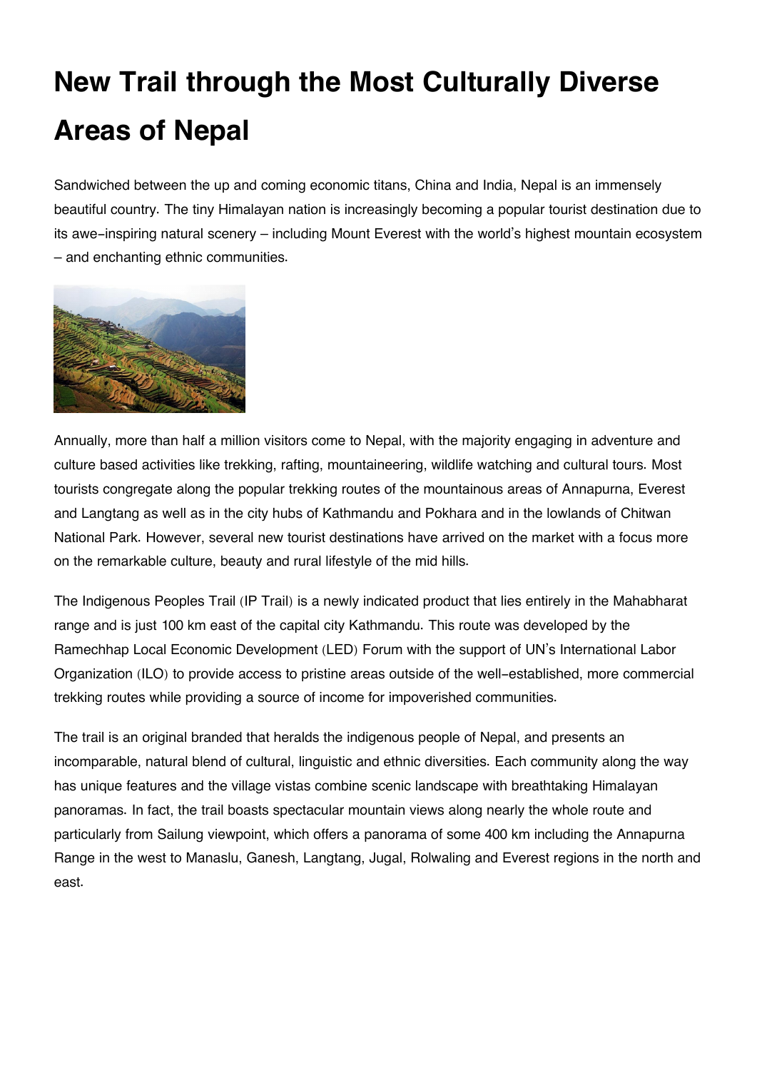# New Trail through the Most Culturally Diverse Areas of Nepal

Sandwiched between the up and coming economic titans, China and India, Nepal is an immensely beautiful country. The tiny Himalayan nation is increasingly becoming a popular tourist destination due to its awe-inspiring natural scenery – including Mount Everest with the world's highest mountain ecosystem – and enchanting ethnic communities.

Annually, more than half a million visitors come to Nepal, with the majority engaging in adventure and culture based activities like trekking, rafting, mountaineering, wildlife watching and cultural tours. Most tourists congregate along the popular trekking routes of the mountainous areas of Annapurna, Everest and Langtang as well as in the city hubs of Kathmandu and Pokhara and in the lowlands of Chitwan National Park. However, several new tourist destinations have arrived on the market with a focus more on the remarkable culture, beauty and rural lifestyle of the mid hills.

The Indigenous Peoples Trail (IP Trail) is a newly indicated product that lies entirely in the Mahabharat range and is just 100 km east of the capital city Kathmandu. This route was developed by the Ramechhap Local Economic Development (LED) Forum with the support of UN's International Labor Organization (ILO) to provide access to pristine areas outside of the well-established, more commercial trekking routes while providing a source of income for impoverished communities.

The trail is an original branded that heralds the indigenous people of Nepal, and presents an incomparable, natural blend of cultural, linguistic and ethnic diversities. Each community along the way has unique features and the village vistas combine scenic landscape with breathtaking Himalayan panoramas. In fact, the trail boasts spectacular mountain views along nearly the whole route and particularly from Sailung viewpoint, which offers a panorama of some 400 km including the Annapurna Range in the west to Manaslu, Ganesh, Langtang, Jugal, Rolwaling and Everest regions in the north and east.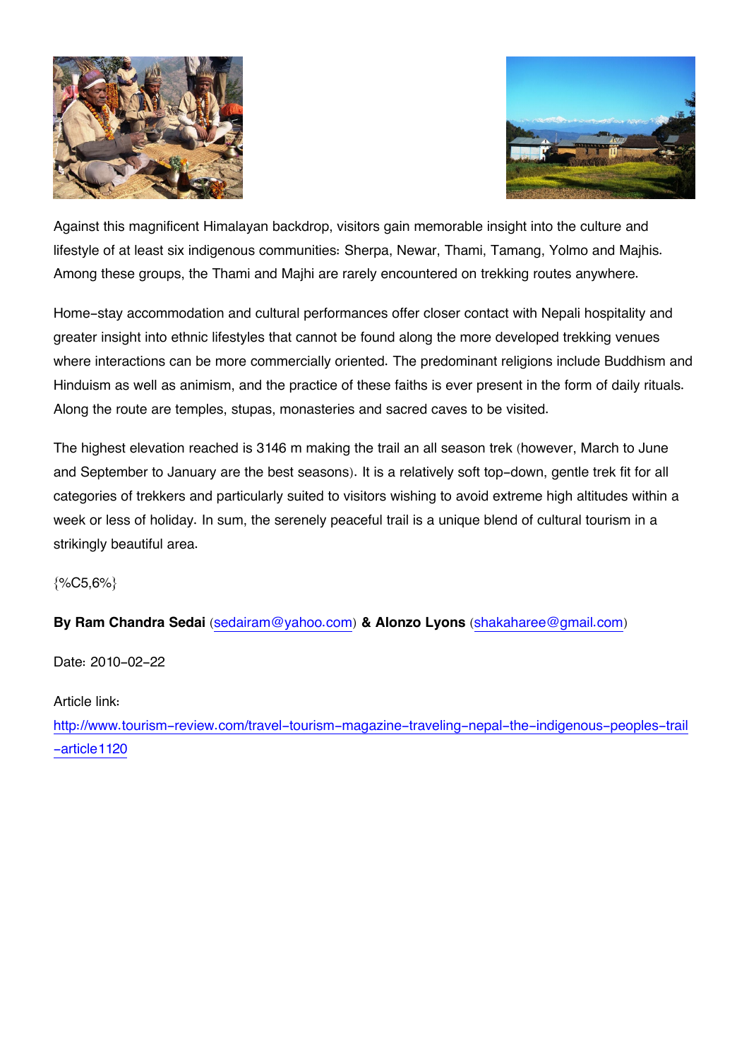Against this magnificent Himalayan backdrop, visitors gain memorable insight into the culture and lifestyle of at least six indigenous communities: Sherpa, Newar, Thami, Tamang, Yolmo and Majhis. Among these groups, the Thami and Majhi are rarely encountered on trekking routes anywhere.

Home-stay accommodation and cultural performances offer closer contact with Nepali hospitality and greater insight into ethnic lifestyles that cannot be found along the more developed trekking venues where interactions can be more commercially oriented. The predominant religions include Buddhism and Hinduism as well as animism, and the practice of these faiths is ever present in the form of daily rituals. Along the route are temples, stupas, monasteries and sacred caves to be visited.

The highest elevation reached is 3146 m making the trail an all season trek (however, March to June and September to January are the best seasons). It is a relatively soft top-down, gentle trek fit for all categories of trekkers and particularly suited to visitors wishing to avoid extreme high altitudes within a week or less of holiday. In sum, the serenely peaceful trail is a unique blend of cultural tourism in a strikingly beautiful area.

{%C5,6%}

**By Ram Chandra Sedai** (sedairam@yahoo.com) **& Alonzo Lyons** (shakaharee@gmail.com)

Date: 2010-02-22

Article link:
http://www.tourism-review.com/travel-tourism-magazine-traveling-nepal-the-indigenous-peoples-trail-article1120